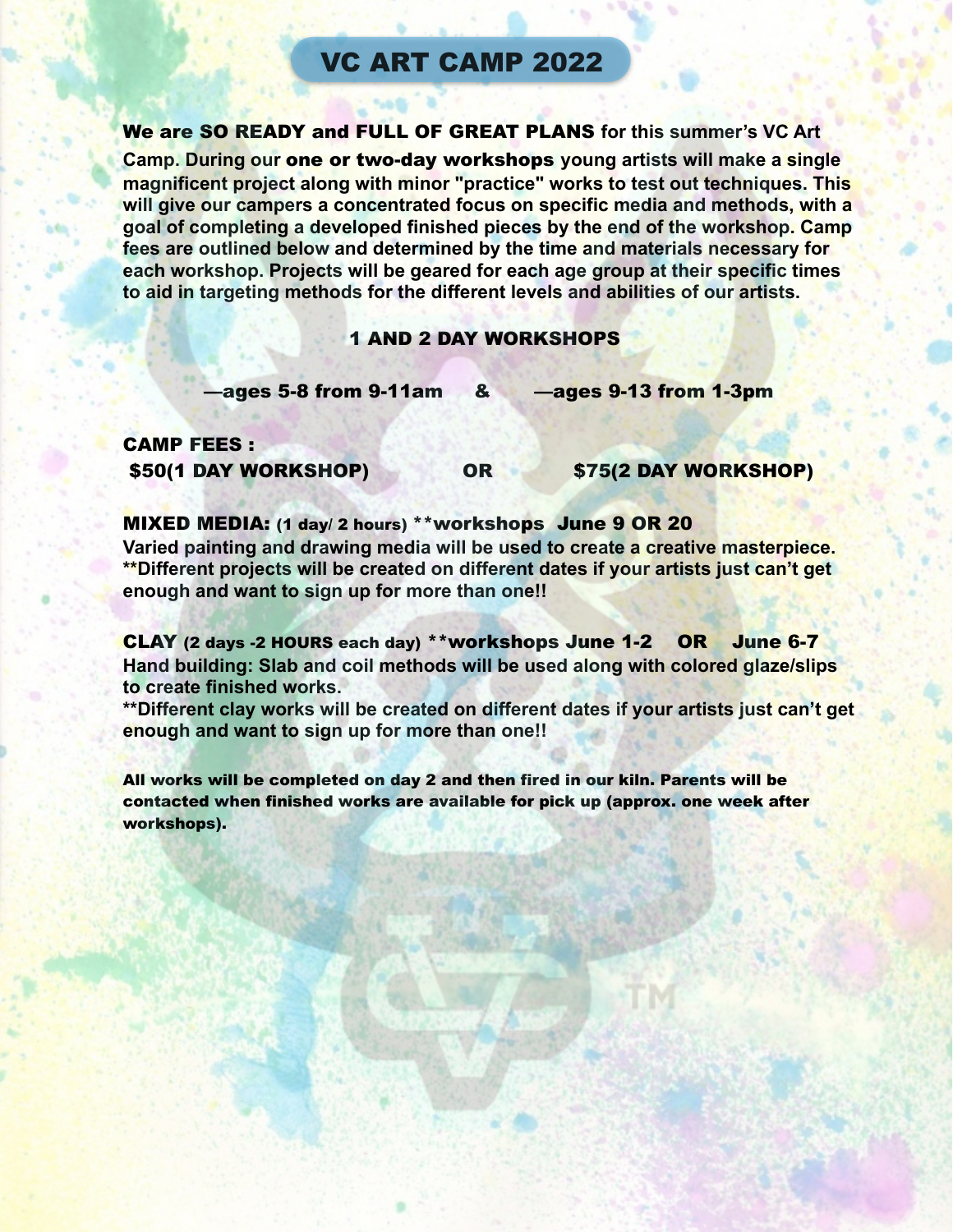# VC ART CAMP 2022

**We are SO READY and FULL OF GREAT PLANS for this summer's VC Art Camp. During our one or two-day workshops young artists will make a single magnificent project along with minor "practice" works to test out techniques. This will give our campers a concentrated focus on specific media and methods, with a goal of completing a developed finished pieces by the end of the workshop. Camp fees are outlined below and determined by the time and materials necessary for each workshop. Projects will be geared for each age group at their specific times to aid in targeting methods for the different levels and abilities of our artists.**

## 1 AND 2 DAY WORKSHOPS

**—ages 5-8 from 9-11am & —ages 9-13 from 1-3pm**

**CAMP FEES :**

**$50(1 DAY WORKSHOP) OR $75(2 DAY WORKSHOP)**

**MIXED MEDIA: (1 day/ 2 hours) \*\*workshops June 9 OR 20**

**Varied painting and drawing media will be used to create a creative masterpiece. \*\*Different projects will be created on different dates if your artists just can't get enough and want to sign up for more than one!!**

**CLAY (2 days -2 HOURS each day) \*\*workshops June 1-2 OR June 6-7**

**Hand building: Slab and coil methods will be used along with colored glaze/slips to create finished works.**

**\*\*Different clay works will be created on different dates if your artists just can't get enough and want to sign up for more than one!!**

**All works will be completed on day 2 and then fired in our kiln. Parents will be contacted when finished works are available for pick up (approx. one week after workshops).**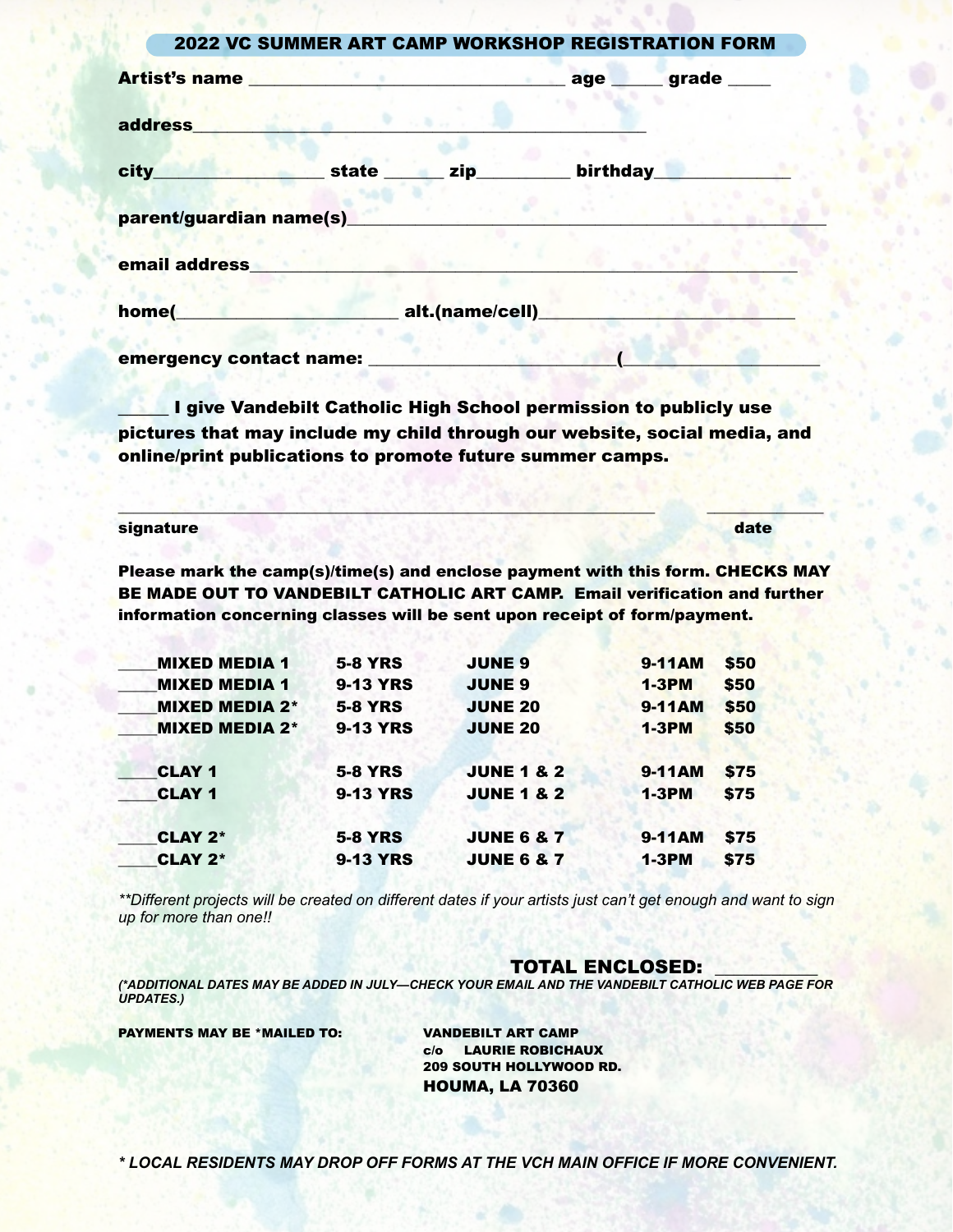## 2022 VC SUMMER ART CAMP WORKSHOP REGISTRATION FORM

**Artist's name** ________________________________ **age** _____ **grade** ____

**address**_____________________________________________

**city**_________________ **state** ______ **zip**_________ **birthday**_____________

**parent/guardian name(s)**_____________________________________________

**email address**_____________________________________________________

**home(**______________________ **alt.(name/cell)**________________________

**emergency contact name:** _________________________(___________________

_____ **I give Vandebilt Catholic High School permission to publicly use pictures that may include my child through our website, social media, and online/print publications to promote future summer camps.**

_______________________________________________________ ____________

**signature** **date**

**Please mark the camp(s)/time(s) and enclose payment with this form. CHECKS MAY BE MADE OUT TO VANDEBILT CATHOLIC ART CAMP. Email verification and further information concerning classes will be sent upon receipt of form/payment.**

| | | | | |
|---|---|---|---|---|
| ____MIXED MEDIA 1 | 5-8 YRS | JUNE 9 | 9-11AM | $50 |
| ____MIXED MEDIA 1 | 9-13 YRS | JUNE 9 | 1-3PM | $50 |
| ____MIXED MEDIA 2* | 5-8 YRS | JUNE 20 | 9-11AM | $50 |
| ____MIXED MEDIA 2* | 9-13 YRS | JUNE 20 | 1-3PM | $50 |
| ____CLAY 1 | 5-8 YRS | JUNE 1 & 2 | 9-11AM | $75 |
| ____CLAY 1 | 9-13 YRS | JUNE 1 & 2 | 1-3PM | $75 |
| ____CLAY 2* | 5-8 YRS | JUNE 6 & 7 | 9-11AM | $75 |
| ____CLAY 2* | 9-13 YRS | JUNE 6 & 7 | 1-3PM | $75 |

*\*\*Different projects will be created on different dates if your artists just can't get enough and want to sign up for more than one!!*

**TOTAL ENCLOSED:** __________

***(\*ADDITIONAL DATES MAY BE ADDED IN JULY—CHECK YOUR EMAIL AND THE VANDEBILT CATHOLIC WEB PAGE FOR UPDATES.)***

**PAYMENTS MAY BE \*MAILED TO:**

**VANDEBILT ART CAMP**
**c/o LAURIE ROBICHAUX**
**209 SOUTH HOLLYWOOD RD.**
**HOUMA, LA 70360**

***\* LOCAL RESIDENTS MAY DROP OFF FORMS AT THE VCH MAIN OFFICE IF MORE CONVENIENT.***